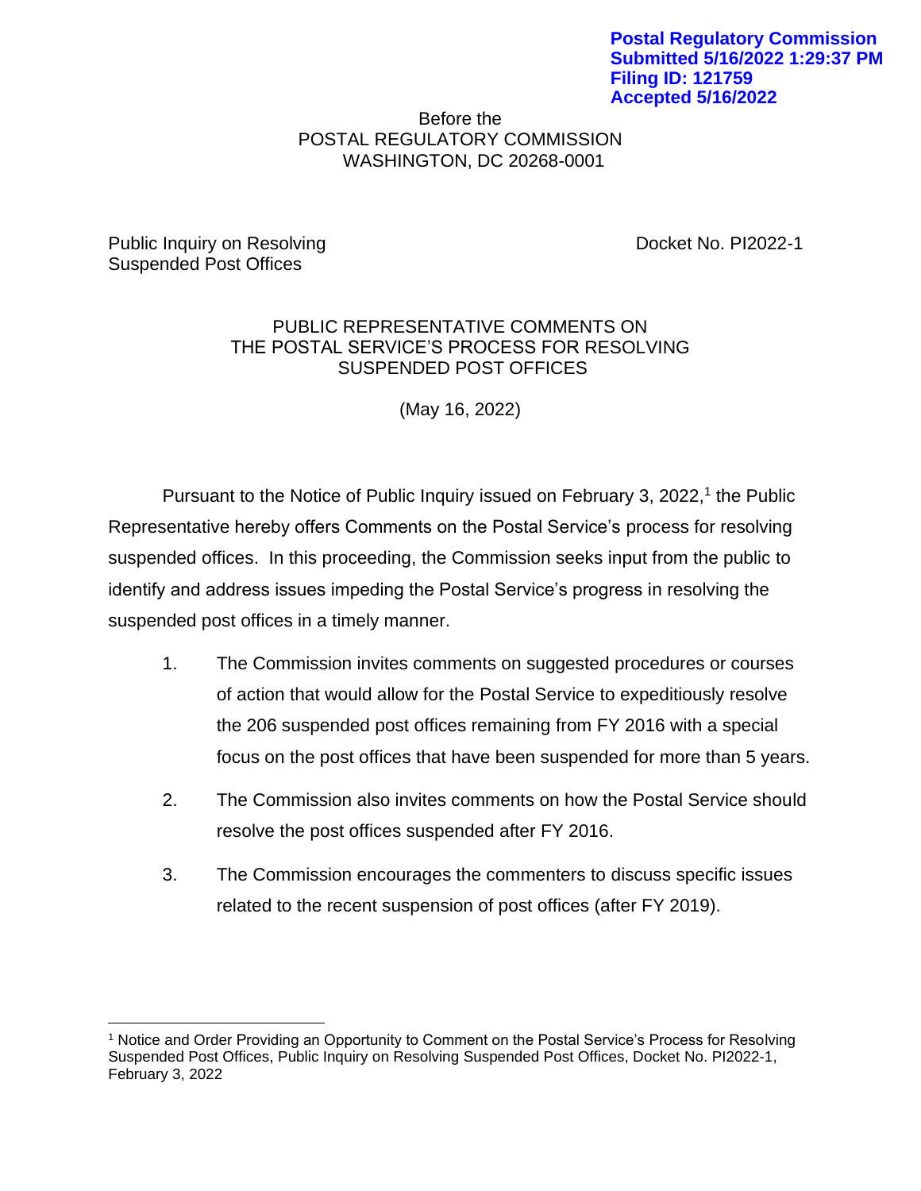**Postal Regulatory Commission**
**Submitted 5/16/2022 1:29:37 PM**
**Filing ID: 121759**
**Accepted 5/16/2022**

Before the
POSTAL REGULATORY COMMISSION
WASHINGTON, DC 20268-0001

Public Inquiry on Resolving Suspended Post Offices

Docket No. PI2022-1

PUBLIC REPRESENTATIVE COMMENTS ON
THE POSTAL SERVICE'S PROCESS FOR RESOLVING
SUSPENDED POST OFFICES

(May 16, 2022)

Pursuant to the Notice of Public Inquiry issued on February 3, 2022,[1] the Public Representative hereby offers Comments on the Postal Service's process for resolving suspended offices. In this proceeding, the Commission seeks input from the public to identify and address issues impeding the Postal Service's progress in resolving the suspended post offices in a timely manner.

1. The Commission invites comments on suggested procedures or courses of action that would allow for the Postal Service to expeditiously resolve the 206 suspended post offices remaining from FY 2016 with a special focus on the post offices that have been suspended for more than 5 years.

2. The Commission also invites comments on how the Postal Service should resolve the post offices suspended after FY 2016.

3. The Commission encourages the commenters to discuss specific issues related to the recent suspension of post offices (after FY 2019).

[1] Notice and Order Providing an Opportunity to Comment on the Postal Service's Process for Resolving Suspended Post Offices, Public Inquiry on Resolving Suspended Post Offices, Docket No. PI2022-1, February 3, 2022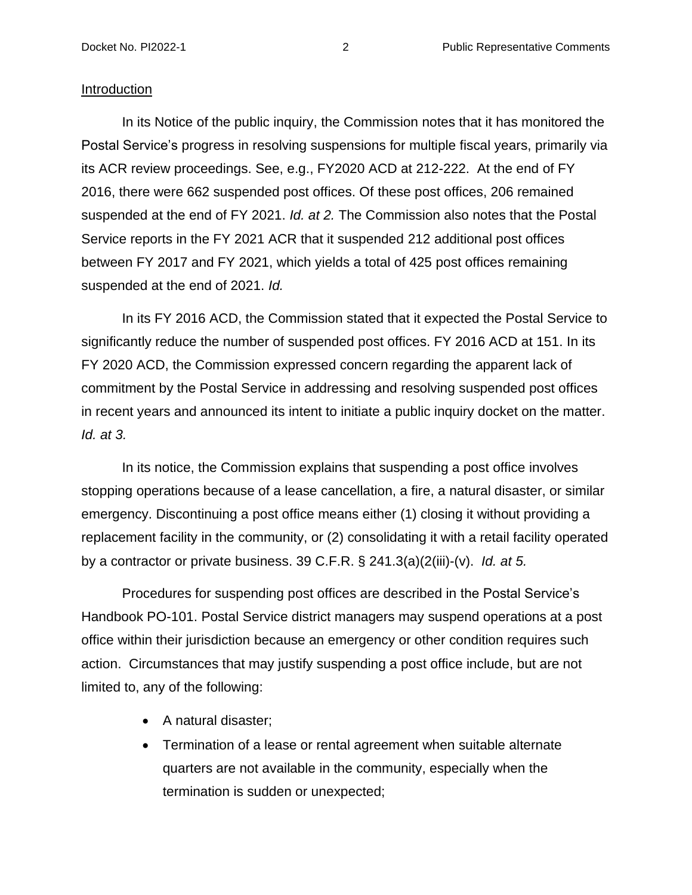Introduction

In its Notice of the public inquiry, the Commission notes that it has monitored the Postal Service's progress in resolving suspensions for multiple fiscal years, primarily via its ACR review proceedings. See, e.g., FY2020 ACD at 212-222. At the end of FY 2016, there were 662 suspended post offices. Of these post offices, 206 remained suspended at the end of FY 2021. *Id. at 2.* The Commission also notes that the Postal Service reports in the FY 2021 ACR that it suspended 212 additional post offices between FY 2017 and FY 2021, which yields a total of 425 post offices remaining suspended at the end of 2021. *Id.*

In its FY 2016 ACD, the Commission stated that it expected the Postal Service to significantly reduce the number of suspended post offices. FY 2016 ACD at 151. In its FY 2020 ACD, the Commission expressed concern regarding the apparent lack of commitment by the Postal Service in addressing and resolving suspended post offices in recent years and announced its intent to initiate a public inquiry docket on the matter. *Id. at 3.*

In its notice, the Commission explains that suspending a post office involves stopping operations because of a lease cancellation, a fire, a natural disaster, or similar emergency. Discontinuing a post office means either (1) closing it without providing a replacement facility in the community, or (2) consolidating it with a retail facility operated by a contractor or private business. 39 C.F.R. § 241.3(a)(2(iii)-(v). *Id. at 5.*

Procedures for suspending post offices are described in the Postal Service's Handbook PO-101. Postal Service district managers may suspend operations at a post office within their jurisdiction because an emergency or other condition requires such action. Circumstances that may justify suspending a post office include, but are not limited to, any of the following:

- A natural disaster;
- Termination of a lease or rental agreement when suitable alternate quarters are not available in the community, especially when the termination is sudden or unexpected;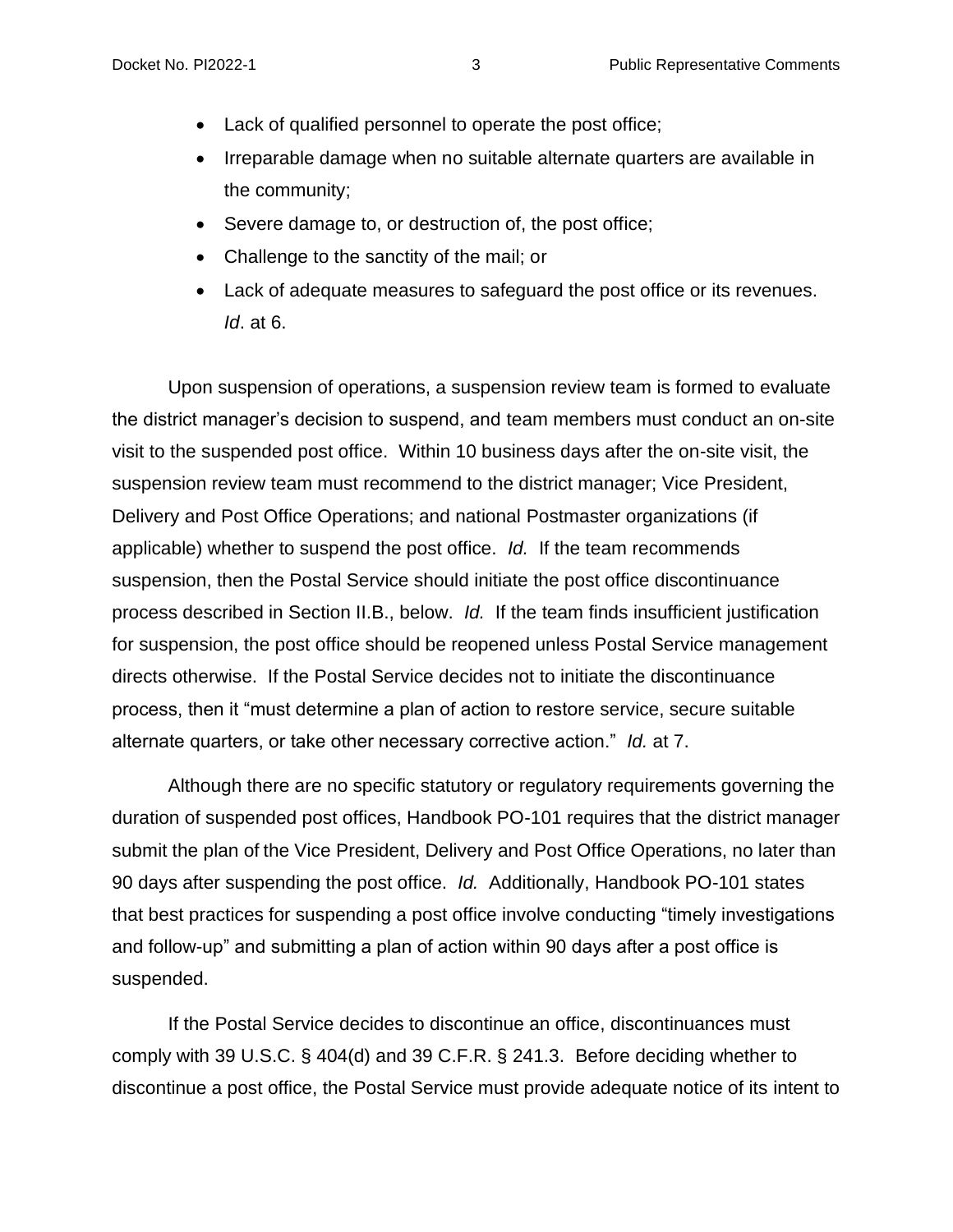- Lack of qualified personnel to operate the post office;
- Irreparable damage when no suitable alternate quarters are available in the community;
- Severe damage to, or destruction of, the post office;
- Challenge to the sanctity of the mail; or
- Lack of adequate measures to safeguard the post office or its revenues. *Id*. at 6.

Upon suspension of operations, a suspension review team is formed to evaluate the district manager's decision to suspend, and team members must conduct an on-site visit to the suspended post office. Within 10 business days after the on-site visit, the suspension review team must recommend to the district manager; Vice President, Delivery and Post Office Operations; and national Postmaster organizations (if applicable) whether to suspend the post office. *Id.* If the team recommends suspension, then the Postal Service should initiate the post office discontinuance process described in Section II.B., below. *Id.* If the team finds insufficient justification for suspension, the post office should be reopened unless Postal Service management directs otherwise. If the Postal Service decides not to initiate the discontinuance process, then it "must determine a plan of action to restore service, secure suitable alternate quarters, or take other necessary corrective action." *Id.* at 7.

Although there are no specific statutory or regulatory requirements governing the duration of suspended post offices, Handbook PO-101 requires that the district manager submit the plan of the Vice President, Delivery and Post Office Operations, no later than 90 days after suspending the post office. *Id.* Additionally, Handbook PO-101 states that best practices for suspending a post office involve conducting "timely investigations and follow-up" and submitting a plan of action within 90 days after a post office is suspended.

If the Postal Service decides to discontinue an office, discontinuances must comply with 39 U.S.C. § 404(d) and 39 C.F.R. § 241.3. Before deciding whether to discontinue a post office, the Postal Service must provide adequate notice of its intent to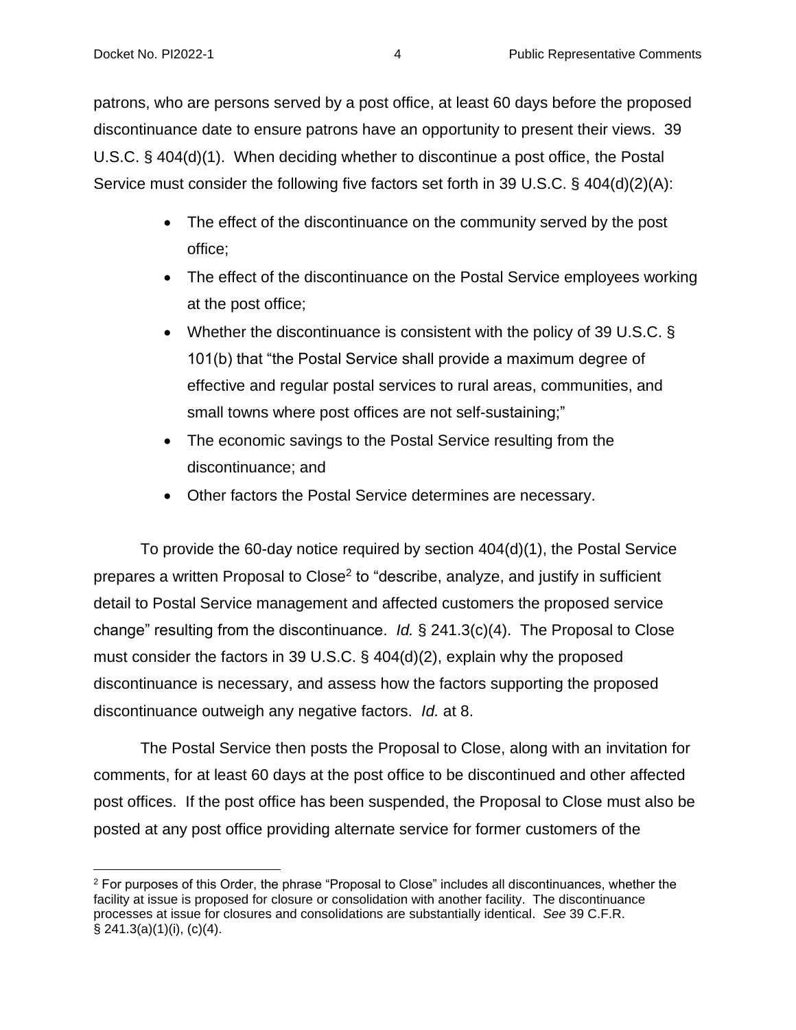patrons, who are persons served by a post office, at least 60 days before the proposed discontinuance date to ensure patrons have an opportunity to present their views. 39 U.S.C. § 404(d)(1). When deciding whether to discontinue a post office, the Postal Service must consider the following five factors set forth in 39 U.S.C. § 404(d)(2)(A):

- The effect of the discontinuance on the community served by the post office;
- The effect of the discontinuance on the Postal Service employees working at the post office;
- Whether the discontinuance is consistent with the policy of 39 U.S.C. § 101(b) that "the Postal Service shall provide a maximum degree of effective and regular postal services to rural areas, communities, and small towns where post offices are not self-sustaining;"
- The economic savings to the Postal Service resulting from the discontinuance; and
- Other factors the Postal Service determines are necessary.

To provide the 60-day notice required by section 404(d)(1), the Postal Service prepares a written Proposal to Close[2] to "describe, analyze, and justify in sufficient detail to Postal Service management and affected customers the proposed service change" resulting from the discontinuance. *Id.* § 241.3(c)(4). The Proposal to Close must consider the factors in 39 U.S.C. § 404(d)(2), explain why the proposed discontinuance is necessary, and assess how the factors supporting the proposed discontinuance outweigh any negative factors. *Id.* at 8.

The Postal Service then posts the Proposal to Close, along with an invitation for comments, for at least 60 days at the post office to be discontinued and other affected post offices. If the post office has been suspended, the Proposal to Close must also be posted at any post office providing alternate service for former customers of the

[2] For purposes of this Order, the phrase "Proposal to Close" includes all discontinuances, whether the facility at issue is proposed for closure or consolidation with another facility. The discontinuance processes at issue for closures and consolidations are substantially identical. *See* 39 C.F.R. § 241.3(a)(1)(i), (c)(4).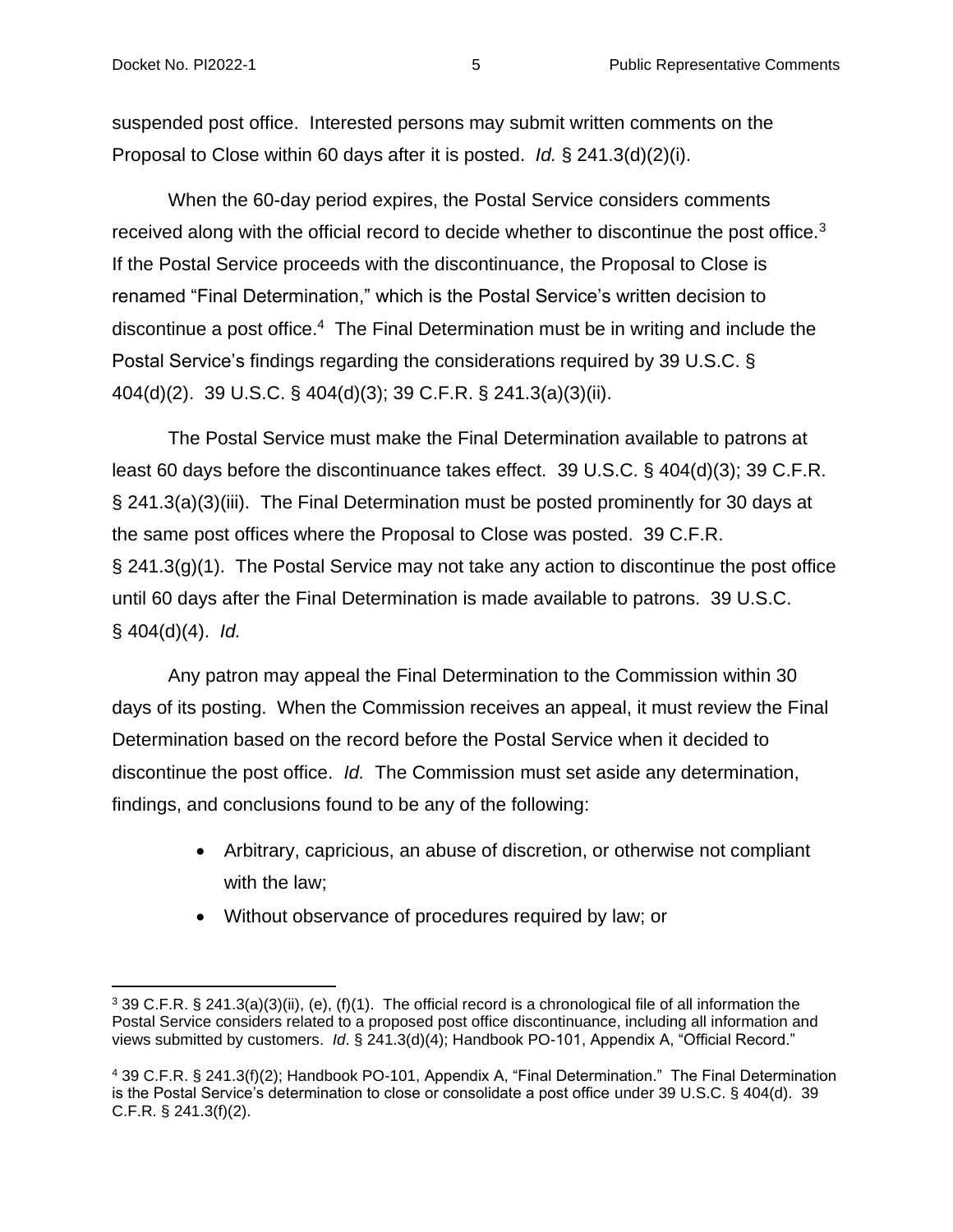suspended post office. Interested persons may submit written comments on the Proposal to Close within 60 days after it is posted. *Id.* § 241.3(d)(2)(i).

When the 60-day period expires, the Postal Service considers comments received along with the official record to decide whether to discontinue the post office.[3] If the Postal Service proceeds with the discontinuance, the Proposal to Close is renamed "Final Determination," which is the Postal Service's written decision to discontinue a post office.[4] The Final Determination must be in writing and include the Postal Service's findings regarding the considerations required by 39 U.S.C. § 404(d)(2). 39 U.S.C. § 404(d)(3); 39 C.F.R. § 241.3(a)(3)(ii).

The Postal Service must make the Final Determination available to patrons at least 60 days before the discontinuance takes effect. 39 U.S.C. § 404(d)(3); 39 C.F.R. § 241.3(a)(3)(iii). The Final Determination must be posted prominently for 30 days at the same post offices where the Proposal to Close was posted. 39 C.F.R. § 241.3(g)(1). The Postal Service may not take any action to discontinue the post office until 60 days after the Final Determination is made available to patrons. 39 U.S.C. § 404(d)(4). *Id.*

Any patron may appeal the Final Determination to the Commission within 30 days of its posting. When the Commission receives an appeal, it must review the Final Determination based on the record before the Postal Service when it decided to discontinue the post office. *Id.* The Commission must set aside any determination, findings, and conclusions found to be any of the following:

- Arbitrary, capricious, an abuse of discretion, or otherwise not compliant with the law;
- Without observance of procedures required by law; or

---

[3] 39 C.F.R. § 241.3(a)(3)(ii), (e), (f)(1). The official record is a chronological file of all information the Postal Service considers related to a proposed post office discontinuance, including all information and views submitted by customers. *Id*. § 241.3(d)(4); Handbook PO-101, Appendix A, "Official Record."

[4] 39 C.F.R. § 241.3(f)(2); Handbook PO-101, Appendix A, "Final Determination." The Final Determination is the Postal Service's determination to close or consolidate a post office under 39 U.S.C. § 404(d). 39 C.F.R. § 241.3(f)(2).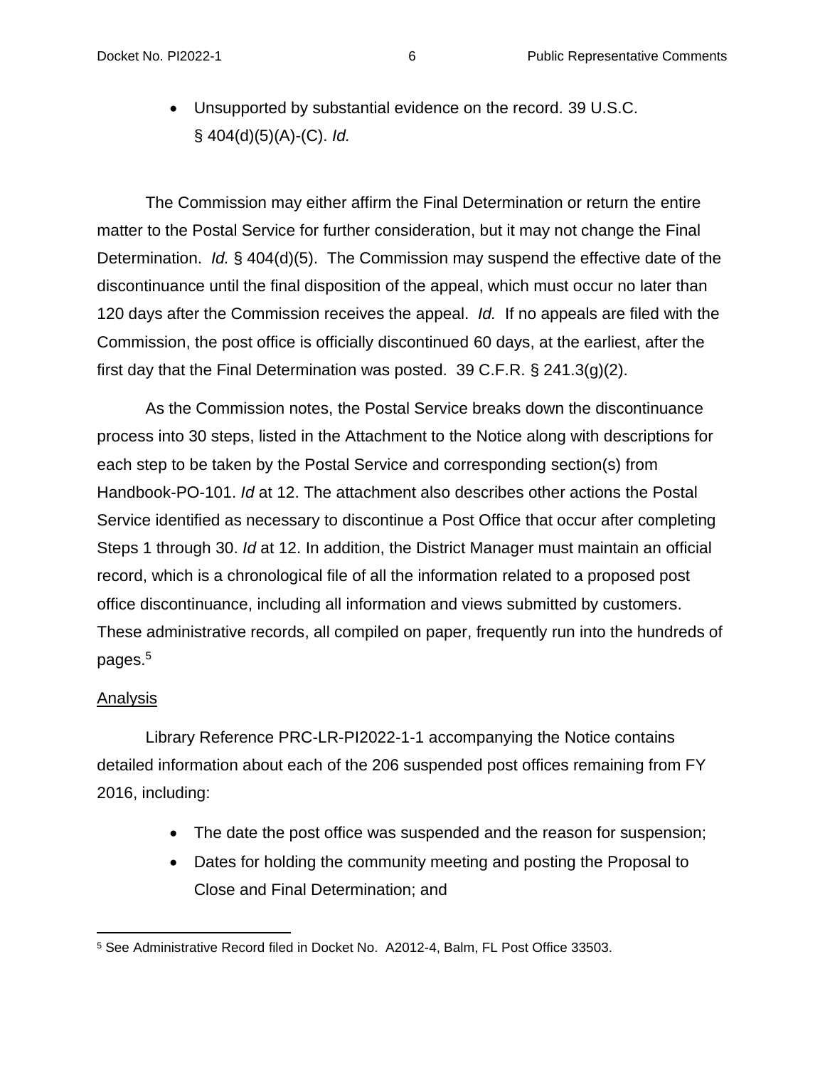- Unsupported by substantial evidence on the record. 39 U.S.C. § 404(d)(5)(A)-(C). *Id.*

The Commission may either affirm the Final Determination or return the entire matter to the Postal Service for further consideration, but it may not change the Final Determination. *Id.* § 404(d)(5). The Commission may suspend the effective date of the discontinuance until the final disposition of the appeal, which must occur no later than 120 days after the Commission receives the appeal. *Id.* If no appeals are filed with the Commission, the post office is officially discontinued 60 days, at the earliest, after the first day that the Final Determination was posted. 39 C.F.R. § 241.3(g)(2).

As the Commission notes, the Postal Service breaks down the discontinuance process into 30 steps, listed in the Attachment to the Notice along with descriptions for each step to be taken by the Postal Service and corresponding section(s) from Handbook-PO-101. *Id* at 12. The attachment also describes other actions the Postal Service identified as necessary to discontinue a Post Office that occur after completing Steps 1 through 30. *Id* at 12. In addition, the District Manager must maintain an official record, which is a chronological file of all the information related to a proposed post office discontinuance, including all information and views submitted by customers. These administrative records, all compiled on paper, frequently run into the hundreds of pages.[5]

<u>Analysis</u>

Library Reference PRC-LR-PI2022-1-1 accompanying the Notice contains detailed information about each of the 206 suspended post offices remaining from FY 2016, including:

- The date the post office was suspended and the reason for suspension;
- Dates for holding the community meeting and posting the Proposal to Close and Final Determination; and

[5] See Administrative Record filed in Docket No. A2012-4, Balm, FL Post Office 33503.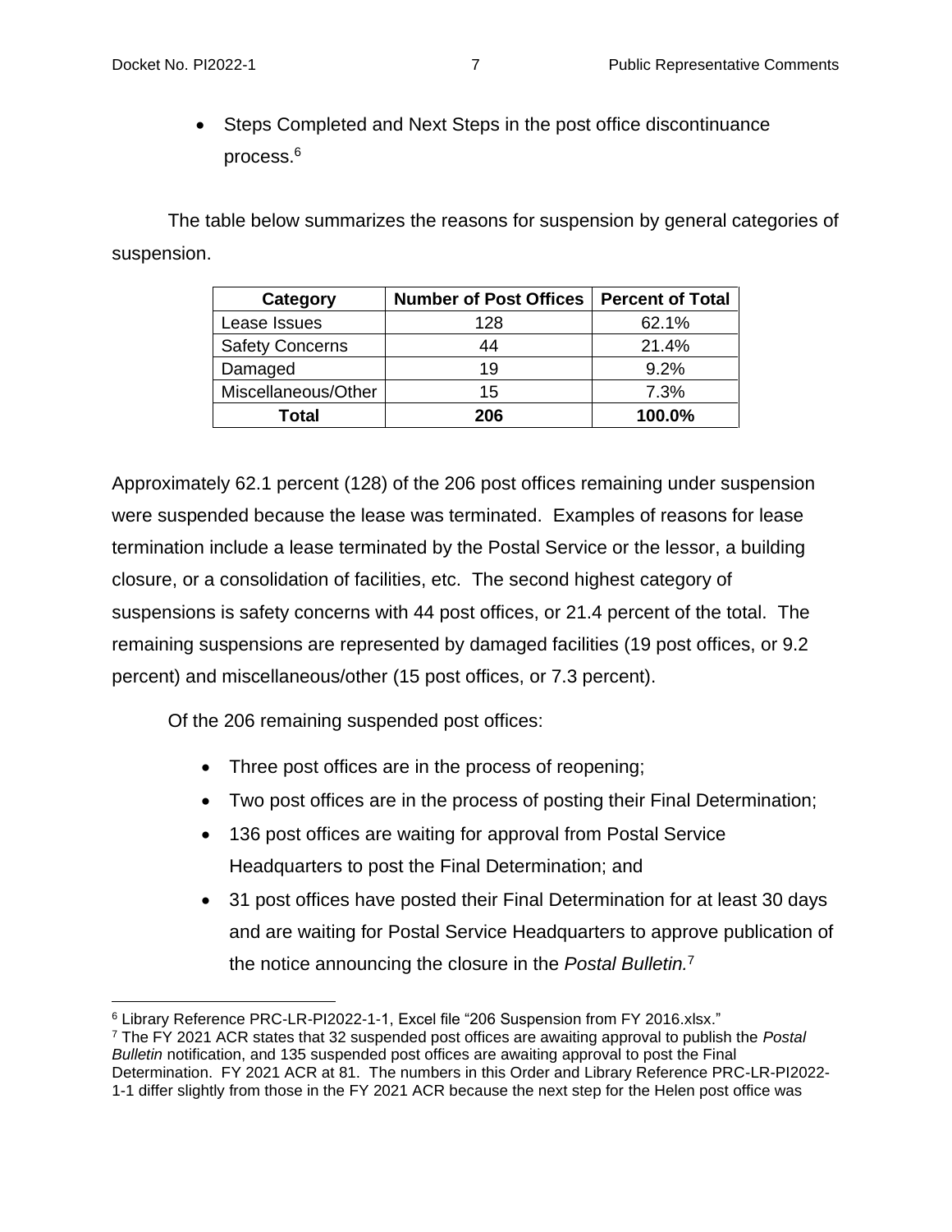- Steps Completed and Next Steps in the post office discontinuance process.[6]

The table below summarizes the reasons for suspension by general categories of suspension.

| Category | Number of Post Offices | Percent of Total |
|---|---|---|
| Lease Issues | 128 | 62.1% |
| Safety Concerns | 44 | 21.4% |
| Damaged | 19 | 9.2% |
| Miscellaneous/Other | 15 | 7.3% |
| **Total** | **206** | **100.0%** |

Approximately 62.1 percent (128) of the 206 post offices remaining under suspension were suspended because the lease was terminated. Examples of reasons for lease termination include a lease terminated by the Postal Service or the lessor, a building closure, or a consolidation of facilities, etc. The second highest category of suspensions is safety concerns with 44 post offices, or 21.4 percent of the total. The remaining suspensions are represented by damaged facilities (19 post offices, or 9.2 percent) and miscellaneous/other (15 post offices, or 7.3 percent).

Of the 206 remaining suspended post offices:

- Three post offices are in the process of reopening;
- Two post offices are in the process of posting their Final Determination;
- 136 post offices are waiting for approval from Postal Service Headquarters to post the Final Determination; and
- 31 post offices have posted their Final Determination for at least 30 days and are waiting for Postal Service Headquarters to approve publication of the notice announcing the closure in the *Postal Bulletin.*[7]

---

[6] Library Reference PRC-LR-PI2022-1-1, Excel file "206 Suspension from FY 2016.xlsx."

[7] The FY 2021 ACR states that 32 suspended post offices are awaiting approval to publish the *Postal Bulletin* notification, and 135 suspended post offices are awaiting approval to post the Final Determination. FY 2021 ACR at 81. The numbers in this Order and Library Reference PRC-LR-PI2022-1-1 differ slightly from those in the FY 2021 ACR because the next step for the Helen post office was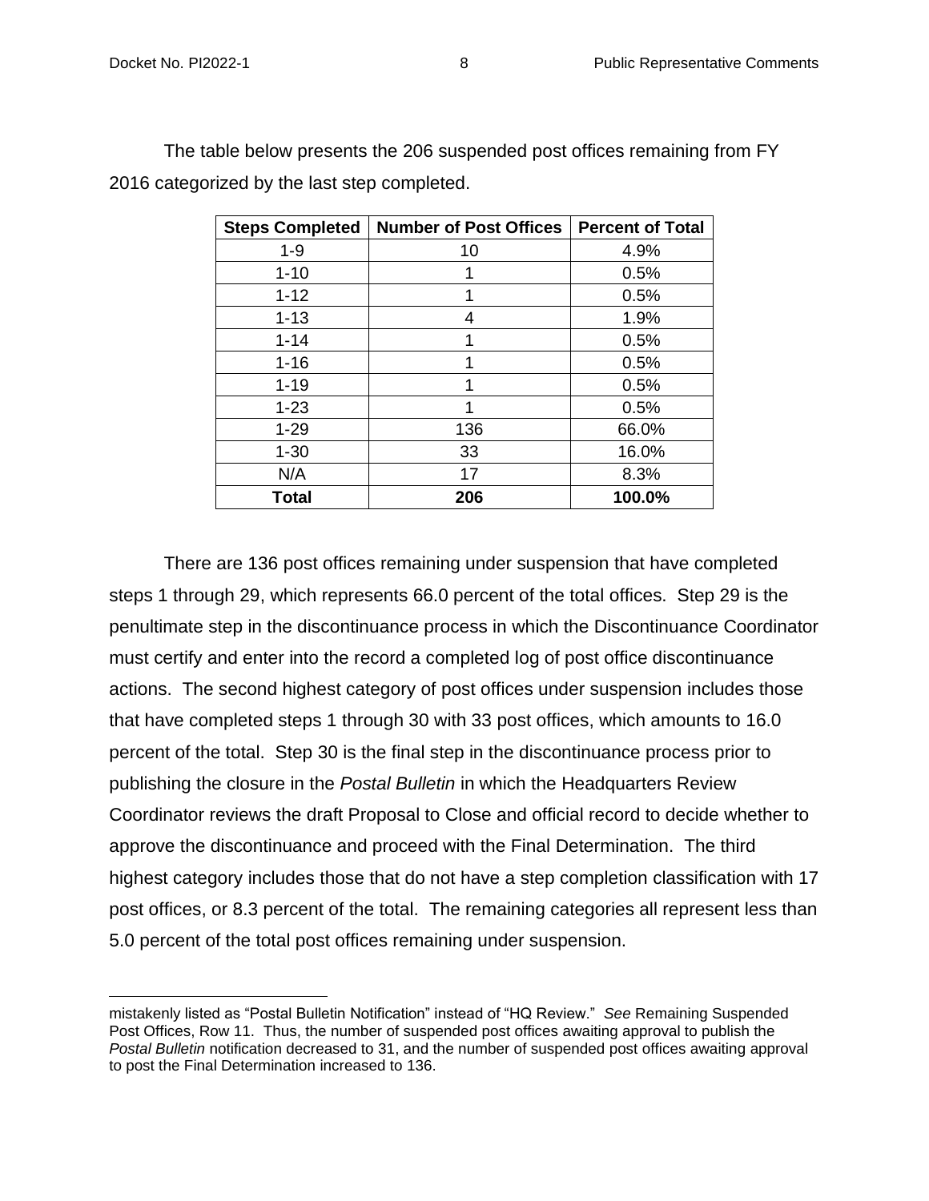The table below presents the 206 suspended post offices remaining from FY 2016 categorized by the last step completed.

| Steps Completed | Number of Post Offices | Percent of Total |
|---|---|---|
| 1-9 | 10 | 4.9% |
| 1-10 | 1 | 0.5% |
| 1-12 | 1 | 0.5% |
| 1-13 | 4 | 1.9% |
| 1-14 | 1 | 0.5% |
| 1-16 | 1 | 0.5% |
| 1-19 | 1 | 0.5% |
| 1-23 | 1 | 0.5% |
| 1-29 | 136 | 66.0% |
| 1-30 | 33 | 16.0% |
| N/A | 17 | 8.3% |
| **Total** | **206** | **100.0%** |

There are 136 post offices remaining under suspension that have completed steps 1 through 29, which represents 66.0 percent of the total offices. Step 29 is the penultimate step in the discontinuance process in which the Discontinuance Coordinator must certify and enter into the record a completed log of post office discontinuance actions. The second highest category of post offices under suspension includes those that have completed steps 1 through 30 with 33 post offices, which amounts to 16.0 percent of the total. Step 30 is the final step in the discontinuance process prior to publishing the closure in the *Postal Bulletin* in which the Headquarters Review Coordinator reviews the draft Proposal to Close and official record to decide whether to approve the discontinuance and proceed with the Final Determination. The third highest category includes those that do not have a step completion classification with 17 post offices, or 8.3 percent of the total. The remaining categories all represent less than 5.0 percent of the total post offices remaining under suspension.

---

mistakenly listed as "Postal Bulletin Notification" instead of "HQ Review." *See* Remaining Suspended Post Offices, Row 11. Thus, the number of suspended post offices awaiting approval to publish the *Postal Bulletin* notification decreased to 31, and the number of suspended post offices awaiting approval to post the Final Determination increased to 136.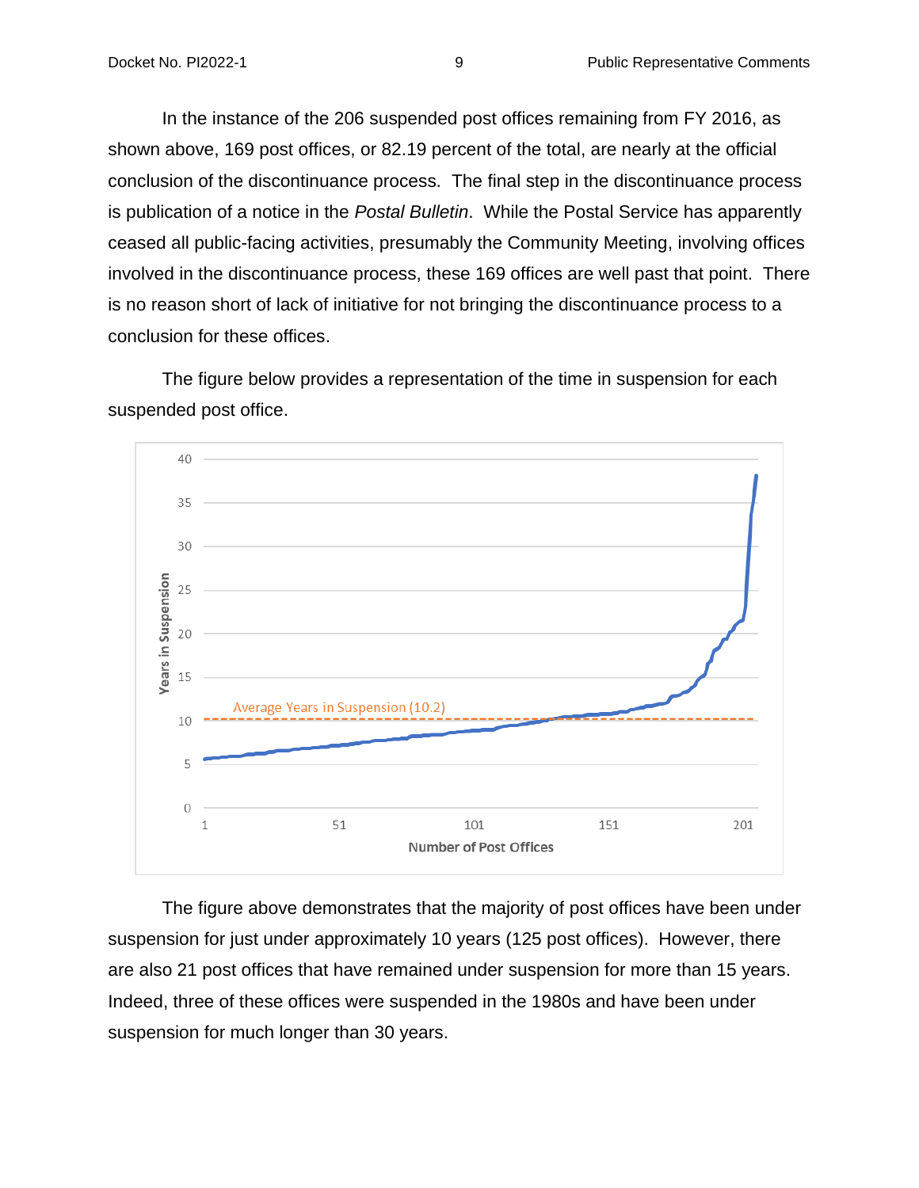In the instance of the 206 suspended post offices remaining from FY 2016, as shown above, 169 post offices, or 82.19 percent of the total, are nearly at the official conclusion of the discontinuance process. The final step in the discontinuance process is publication of a notice in the *Postal Bulletin*. While the Postal Service has apparently ceased all public-facing activities, presumably the Community Meeting, involving offices involved in the discontinuance process, these 169 offices are well past that point. There is no reason short of lack of initiative for not bringing the discontinuance process to a conclusion for these offices.

The figure below provides a representation of the time in suspension for each suspended post office.

The figure above demonstrates that the majority of post offices have been under suspension for just under approximately 10 years (125 post offices). However, there are also 21 post offices that have remained under suspension for more than 15 years. Indeed, three of these offices were suspended in the 1980s and have been under suspension for much longer than 30 years.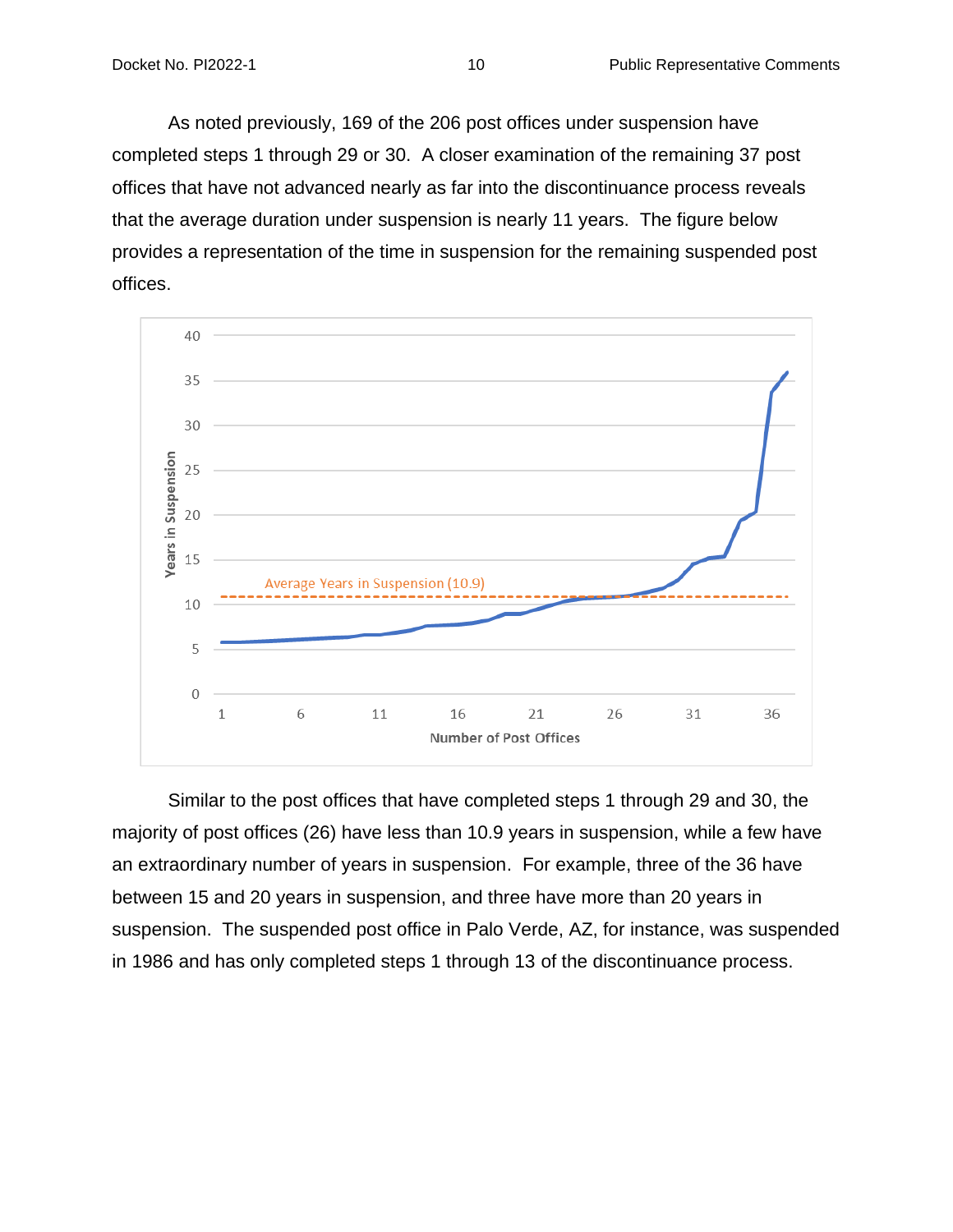As noted previously, 169 of the 206 post offices under suspension have completed steps 1 through 29 or 30. A closer examination of the remaining 37 post offices that have not advanced nearly as far into the discontinuance process reveals that the average duration under suspension is nearly 11 years. The figure below provides a representation of the time in suspension for the remaining suspended post offices.

Similar to the post offices that have completed steps 1 through 29 and 30, the majority of post offices (26) have less than 10.9 years in suspension, while a few have an extraordinary number of years in suspension. For example, three of the 36 have between 15 and 20 years in suspension, and three have more than 20 years in suspension. The suspended post office in Palo Verde, AZ, for instance, was suspended in 1986 and has only completed steps 1 through 13 of the discontinuance process.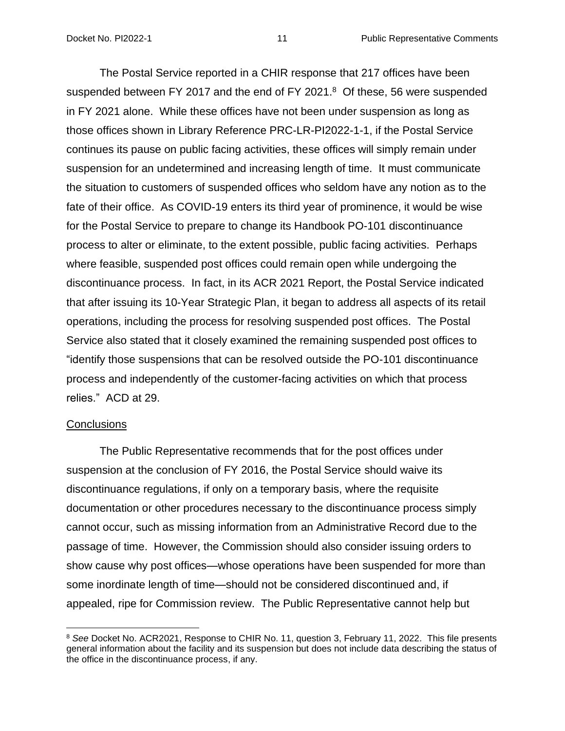The Postal Service reported in a CHIR response that 217 offices have been suspended between FY 2017 and the end of FY 2021.[8] Of these, 56 were suspended in FY 2021 alone. While these offices have not been under suspension as long as those offices shown in Library Reference PRC-LR-PI2022-1-1, if the Postal Service continues its pause on public facing activities, these offices will simply remain under suspension for an undetermined and increasing length of time. It must communicate the situation to customers of suspended offices who seldom have any notion as to the fate of their office. As COVID-19 enters its third year of prominence, it would be wise for the Postal Service to prepare to change its Handbook PO-101 discontinuance process to alter or eliminate, to the extent possible, public facing activities. Perhaps where feasible, suspended post offices could remain open while undergoing the discontinuance process. In fact, in its ACR 2021 Report, the Postal Service indicated that after issuing its 10-Year Strategic Plan, it began to address all aspects of its retail operations, including the process for resolving suspended post offices. The Postal Service also stated that it closely examined the remaining suspended post offices to "identify those suspensions that can be resolved outside the PO-101 discontinuance process and independently of the customer-facing activities on which that process relies." ACD at 29.

<u>Conclusions</u>

The Public Representative recommends that for the post offices under suspension at the conclusion of FY 2016, the Postal Service should waive its discontinuance regulations, if only on a temporary basis, where the requisite documentation or other procedures necessary to the discontinuance process simply cannot occur, such as missing information from an Administrative Record due to the passage of time. However, the Commission should also consider issuing orders to show cause why post offices—whose operations have been suspended for more than some inordinate length of time—should not be considered discontinued and, if appealed, ripe for Commission review. The Public Representative cannot help but

---

[8] *See* Docket No. ACR2021, Response to CHIR No. 11, question 3, February 11, 2022. This file presents general information about the facility and its suspension but does not include data describing the status of the office in the discontinuance process, if any.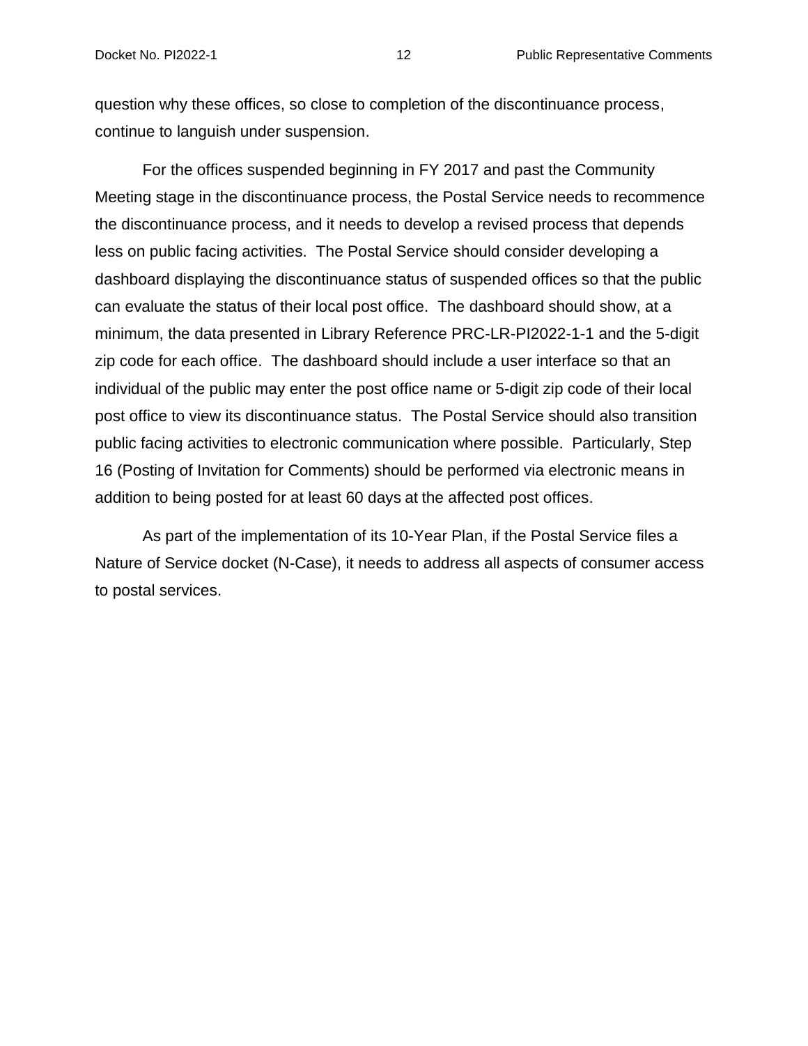question why these offices, so close to completion of the discontinuance process, continue to languish under suspension.

For the offices suspended beginning in FY 2017 and past the Community Meeting stage in the discontinuance process, the Postal Service needs to recommence the discontinuance process, and it needs to develop a revised process that depends less on public facing activities. The Postal Service should consider developing a dashboard displaying the discontinuance status of suspended offices so that the public can evaluate the status of their local post office. The dashboard should show, at a minimum, the data presented in Library Reference PRC-LR-PI2022-1-1 and the 5-digit zip code for each office. The dashboard should include a user interface so that an individual of the public may enter the post office name or 5-digit zip code of their local post office to view its discontinuance status. The Postal Service should also transition public facing activities to electronic communication where possible. Particularly, Step 16 (Posting of Invitation for Comments) should be performed via electronic means in addition to being posted for at least 60 days at the affected post offices.

As part of the implementation of its 10-Year Plan, if the Postal Service files a Nature of Service docket (N-Case), it needs to address all aspects of consumer access to postal services.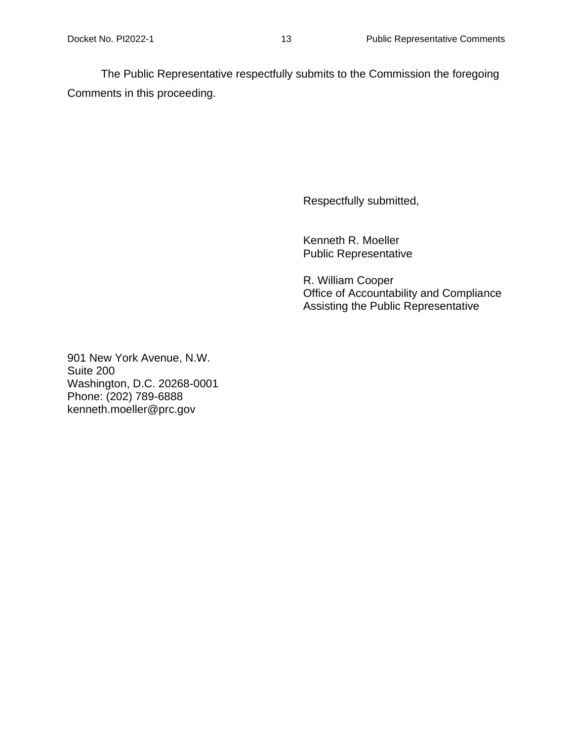The Public Representative respectfully submits to the Commission the foregoing Comments in this proceeding.

Respectfully submitted,

Kenneth R. Moeller
Public Representative

R. William Cooper
Office of Accountability and Compliance
Assisting the Public Representative

901 New York Avenue, N.W.
Suite 200
Washington, D.C. 20268-0001
Phone: (202) 789-6888
kenneth.moeller@prc.gov